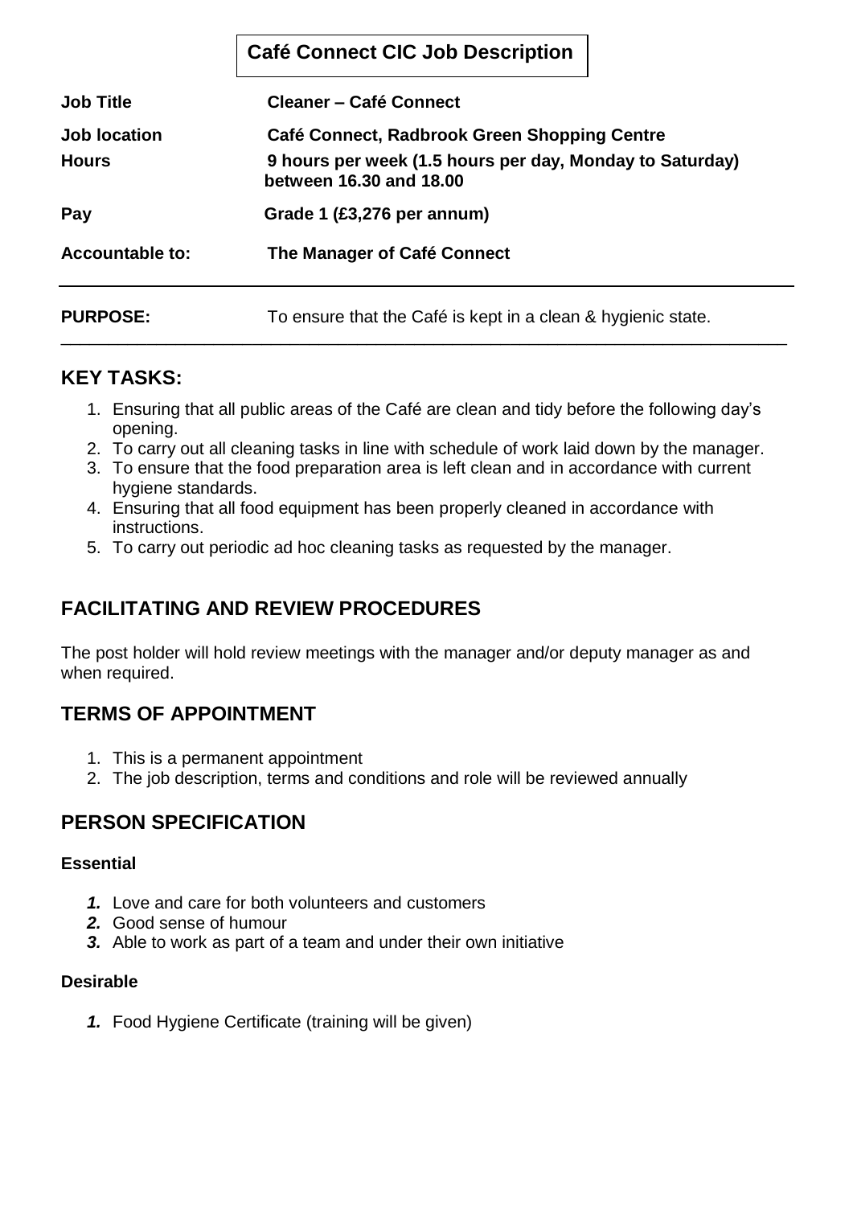# Café Connect CIC Job Description

| | |
|---|---|
| **Job Title** | **Cleaner – Café Connect** |
| **Job location** | **Café Connect, Radbrook Green Shopping Centre** |
| **Hours** | **9 hours per week (1.5 hours per day, Monday to Saturday) between 16.30 and 18.00** |
| **Pay** | **Grade 1 (£3,276 per annum)** |
| **Accountable to:** | **The Manager of Café Connect** |

**PURPOSE:** To ensure that the Café is kept in a clean & hygienic state.

## KEY TASKS:

1. Ensuring that all public areas of the Café are clean and tidy before the following day's opening.
2. To carry out all cleaning tasks in line with schedule of work laid down by the manager.
3. To ensure that the food preparation area is left clean and in accordance with current hygiene standards.
4. Ensuring that all food equipment has been properly cleaned in accordance with instructions.
5. To carry out periodic ad hoc cleaning tasks as requested by the manager.

## FACILITATING AND REVIEW PROCEDURES

The post holder will hold review meetings with the manager and/or deputy manager as and when required.

## TERMS OF APPOINTMENT

1. This is a permanent appointment
2. The job description, terms and conditions and role will be reviewed annually

## PERSON SPECIFICATION

### Essential

1. Love and care for both volunteers and customers
2. Good sense of humour
3. Able to work as part of a team and under their own initiative

### Desirable

1. Food Hygiene Certificate (training will be given)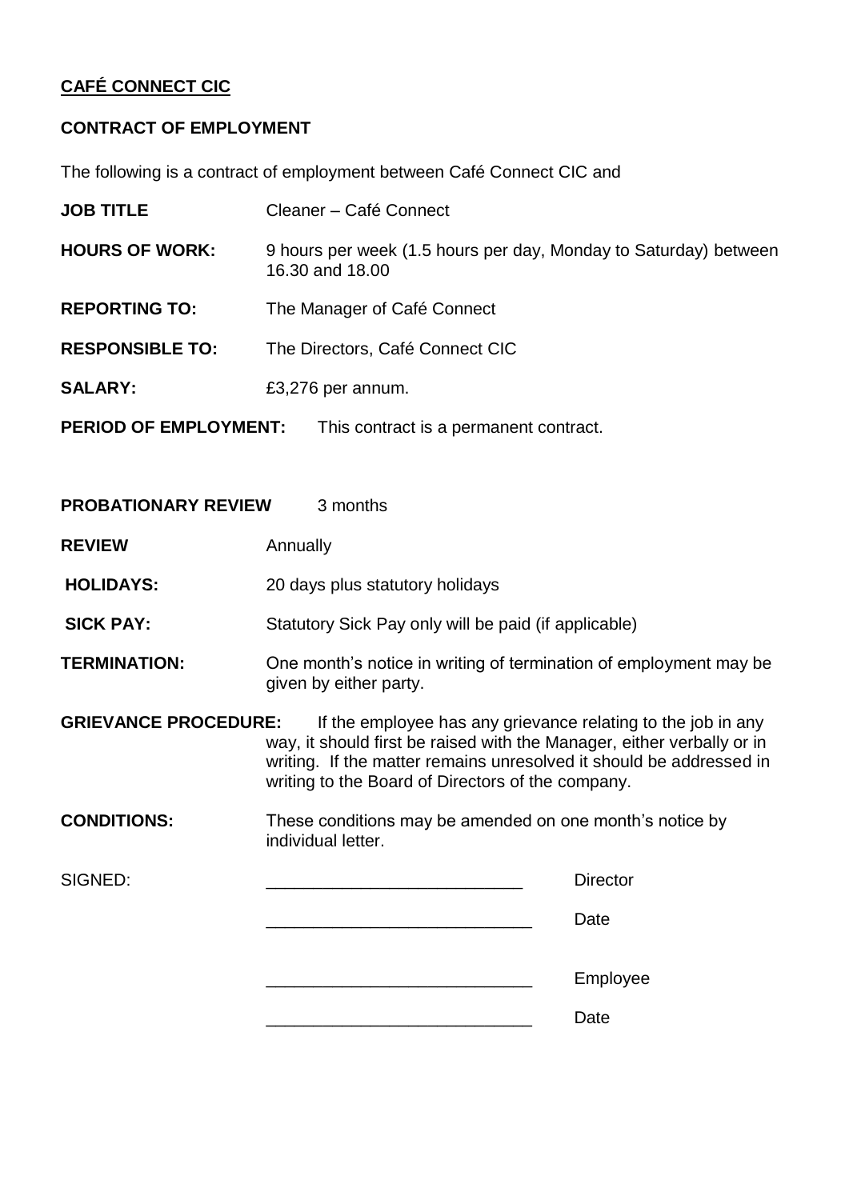**<u>CAFÉ CONNECT CIC</u>**

**CONTRACT OF EMPLOYMENT**

The following is a contract of employment between Café Connect CIC and

**JOB TITLE** Cleaner – Café Connect

**HOURS OF WORK:** 9 hours per week (1.5 hours per day, Monday to Saturday) between 16.30 and 18.00

**REPORTING TO:** The Manager of Café Connect

**RESPONSIBLE TO:** The Directors, Café Connect CIC

**SALARY:** £3,276 per annum.

**PERIOD OF EMPLOYMENT:** This contract is a permanent contract.

**PROBATIONARY REVIEW** 3 months

**REVIEW** Annually

**HOLIDAYS:** 20 days plus statutory holidays

**SICK PAY:** Statutory Sick Pay only will be paid (if applicable)

**TERMINATION:** One month's notice in writing of termination of employment may be given by either party.

**GRIEVANCE PROCEDURE:** If the employee has any grievance relating to the job in any way, it should first be raised with the Manager, either verbally or in writing. If the matter remains unresolved it should be addressed in writing to the Board of Directors of the company.

**CONDITIONS:** These conditions may be amended on one month's notice by individual letter.

SIGNED: ___________________________ Director

___________________________ Date

___________________________ Employee

___________________________ Date